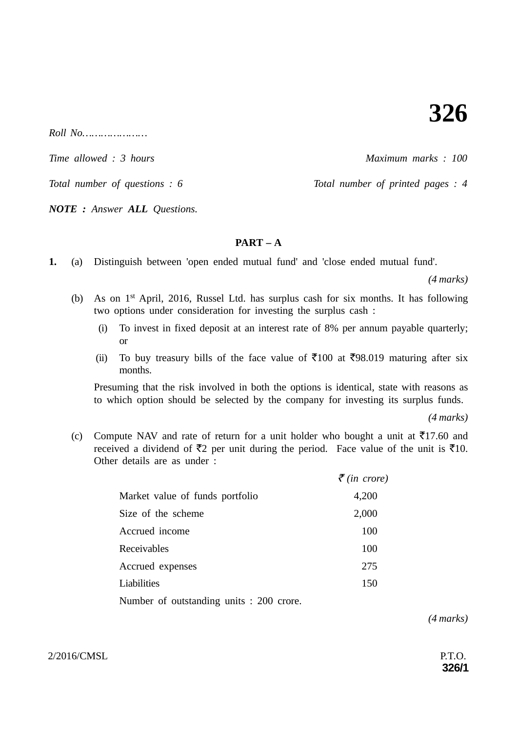# 326

*Roll No…………………*

*Time allowed : 3 hours* | *Maximum marks : 100*

*Total number of questions : 6* | *Total number of printed pages : 4*

***NOTE :*** *Answer* ***ALL*** *Questions.*

## PART – A

**1.** (a) Distinguish between 'open ended mutual fund' and 'close ended mutual fund'.

*(4 marks)*

(b) As on 1st April, 2016, Russel Ltd. has surplus cash for six months. It has following two options under consideration for investing the surplus cash :

(i) To invest in fixed deposit at an interest rate of 8% per annum payable quarterly; or

(ii) To buy treasury bills of the face value of ₹100 at ₹98.019 maturing after six months.

Presuming that the risk involved in both the options is identical, state with reasons as to which option should be selected by the company for investing its surplus funds.

*(4 marks)*

(c) Compute NAV and rate of return for a unit holder who bought a unit at ₹17.60 and received a dividend of ₹2 per unit during the period. Face value of the unit is ₹10. Other details are as under :

| | *₹ (in crore)* |
|---|---|
| Market value of funds portfolio | 4,200 |
| Size of the scheme | 2,000 |
| Accrued income | 100 |
| Receivables | 100 |
| Accrued expenses | 275 |
| Liabilities | 150 |

Number of outstanding units : 200 crore.

*(4 marks)*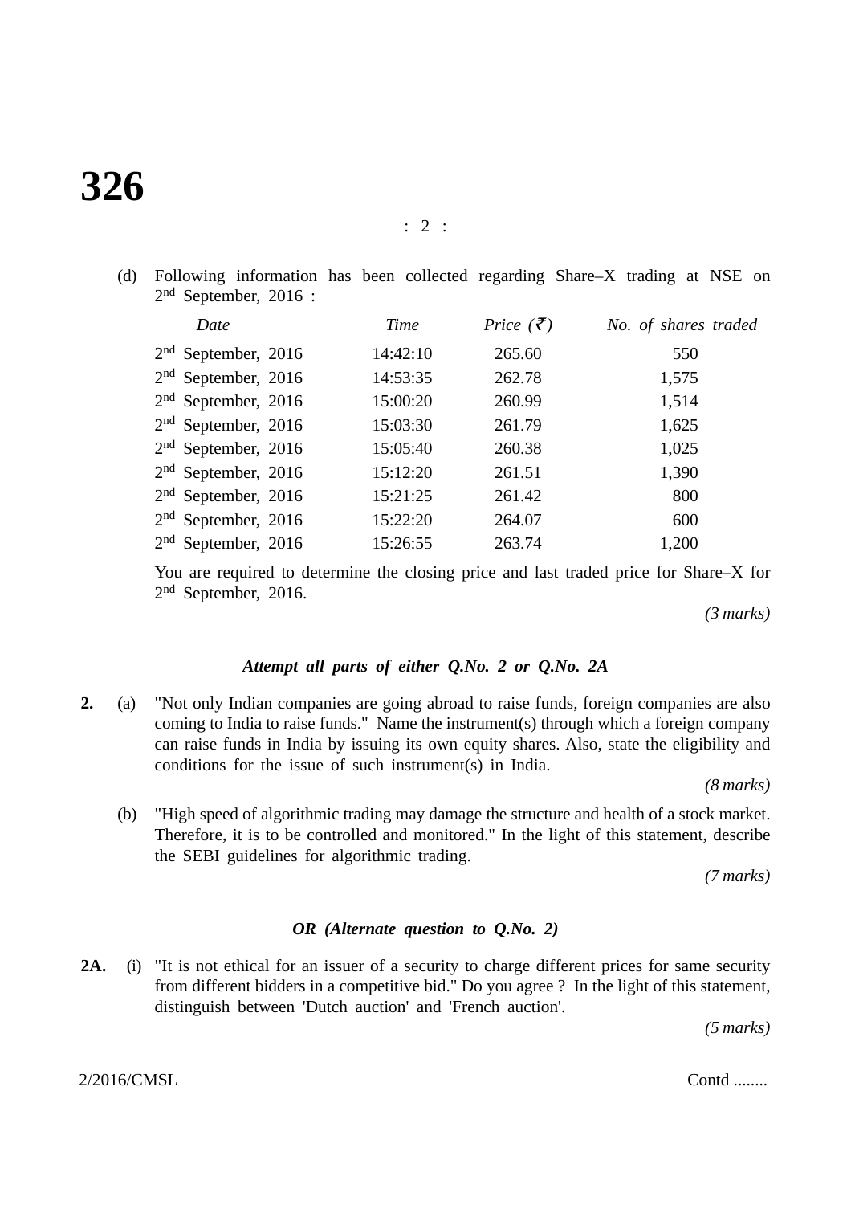(d) Following information has been collected regarding Share–X trading at NSE on 2nd September, 2016 :

| *Date* | *Time* | *Price (₹)* | *No. of shares traded* |
|---|---|---|---|
| 2nd September, 2016 | 14:42:10 | 265.60 | 550 |
| 2nd September, 2016 | 14:53:35 | 262.78 | 1,575 |
| 2nd September, 2016 | 15:00:20 | 260.99 | 1,514 |
| 2nd September, 2016 | 15:03:30 | 261.79 | 1,625 |
| 2nd September, 2016 | 15:05:40 | 260.38 | 1,025 |
| 2nd September, 2016 | 15:12:20 | 261.51 | 1,390 |
| 2nd September, 2016 | 15:21:25 | 261.42 | 800 |
| 2nd September, 2016 | 15:22:20 | 264.07 | 600 |
| 2nd September, 2016 | 15:26:55 | 263.74 | 1,200 |

You are required to determine the closing price and last traded price for Share–X for 2nd September, 2016.

*(3 marks)*

***Attempt all parts of either Q.No. 2 or Q.No. 2A***

**2.** (a) "Not only Indian companies are going abroad to raise funds, foreign companies are also coming to India to raise funds." Name the instrument(s) through which a foreign company can raise funds in India by issuing its own equity shares. Also, state the eligibility and conditions for the issue of such instrument(s) in India.

*(8 marks)*

(b) "High speed of algorithmic trading may damage the structure and health of a stock market. Therefore, it is to be controlled and monitored." In the light of this statement, describe the SEBI guidelines for algorithmic trading.

*(7 marks)*

***OR (Alternate question to Q.No. 2)***

**2A.** (i) "It is not ethical for an issuer of a security to charge different prices for same security from different bidders in a competitive bid." Do you agree ? In the light of this statement, distinguish between 'Dutch auction' and 'French auction'.

*(5 marks)*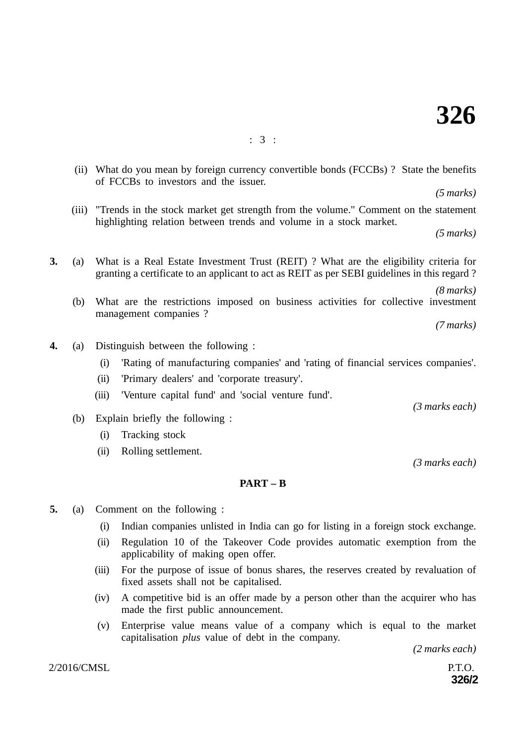(ii) What do you mean by foreign currency convertible bonds (FCCBs) ? State the benefits of FCCBs to investors and the issuer.

*(5 marks)*

(iii) "Trends in the stock market get strength from the volume." Comment on the statement highlighting relation between trends and volume in a stock market.

*(5 marks)*

**3.** (a) What is a Real Estate Investment Trust (REIT) ? What are the eligibility criteria for granting a certificate to an applicant to act as REIT as per SEBI guidelines in this regard ?

*(8 marks)*

(b) What are the restrictions imposed on business activities for collective investment management companies ?

*(7 marks)*

**4.** (a) Distinguish between the following :

(i) 'Rating of manufacturing companies' and 'rating of financial services companies'.

(ii) 'Primary dealers' and 'corporate treasury'.

(iii) 'Venture capital fund' and 'social venture fund'.

*(3 marks each)*

(b) Explain briefly the following :

(i) Tracking stock

(ii) Rolling settlement.

*(3 marks each)*

## PART – B

**5.** (a) Comment on the following :

(i) Indian companies unlisted in India can go for listing in a foreign stock exchange.

(ii) Regulation 10 of the Takeover Code provides automatic exemption from the applicability of making open offer.

(iii) For the purpose of issue of bonus shares, the reserves created by revaluation of fixed assets shall not be capitalised.

(iv) A competitive bid is an offer made by a person other than the acquirer who has made the first public announcement.

(v) Enterprise value means value of a company which is equal to the market capitalisation *plus* value of debt in the company.

*(2 marks each)*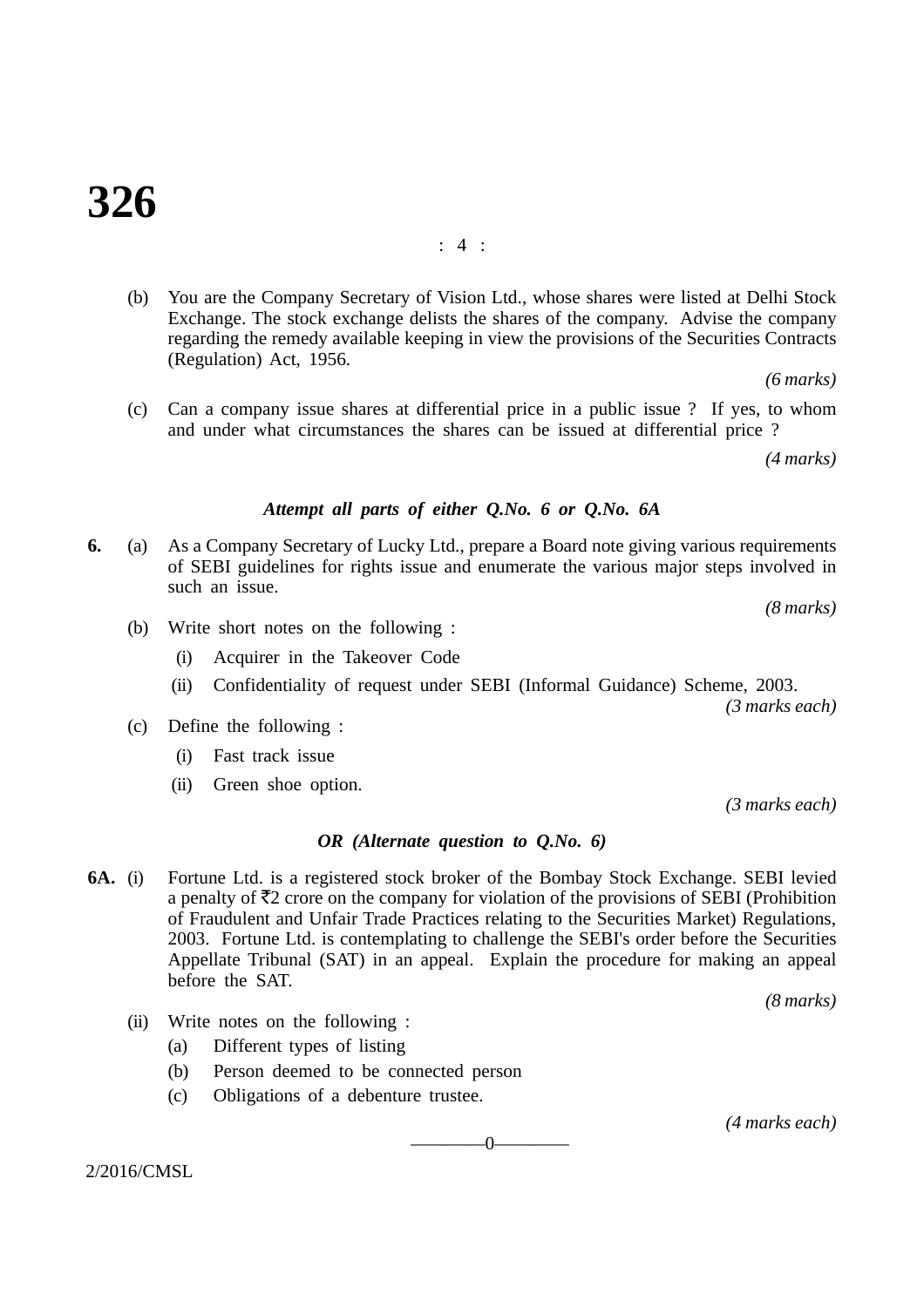(b) You are the Company Secretary of Vision Ltd., whose shares were listed at Delhi Stock Exchange. The stock exchange delists the shares of the company. Advise the company regarding the remedy available keeping in view the provisions of the Securities Contracts (Regulation) Act, 1956.

*(6 marks)*

(c) Can a company issue shares at differential price in a public issue ? If yes, to whom and under what circumstances the shares can be issued at differential price ?

*(4 marks)*

***Attempt all parts of either Q.No. 6 or Q.No. 6A***

**6.** (a) As a Company Secretary of Lucky Ltd., prepare a Board note giving various requirements of SEBI guidelines for rights issue and enumerate the various major steps involved in such an issue.

*(8 marks)*

(b) Write short notes on the following :

(i) Acquirer in the Takeover Code

(ii) Confidentiality of request under SEBI (Informal Guidance) Scheme, 2003.

*(3 marks each)*

(c) Define the following :

(i) Fast track issue

(ii) Green shoe option.

*(3 marks each)*

***OR (Alternate question to Q.No. 6)***

**6A.** (i) Fortune Ltd. is a registered stock broker of the Bombay Stock Exchange. SEBI levied a penalty of ₹2 crore on the company for violation of the provisions of SEBI (Prohibition of Fraudulent and Unfair Trade Practices relating to the Securities Market) Regulations, 2003. Fortune Ltd. is contemplating to challenge the SEBI's order before the Securities Appellate Tribunal (SAT) in an appeal. Explain the procedure for making an appeal before the SAT.

*(8 marks)*

(ii) Write notes on the following :

(a) Different types of listing

(b) Person deemed to be connected person

(c) Obligations of a debenture trustee.

*(4 marks each)*

————0————